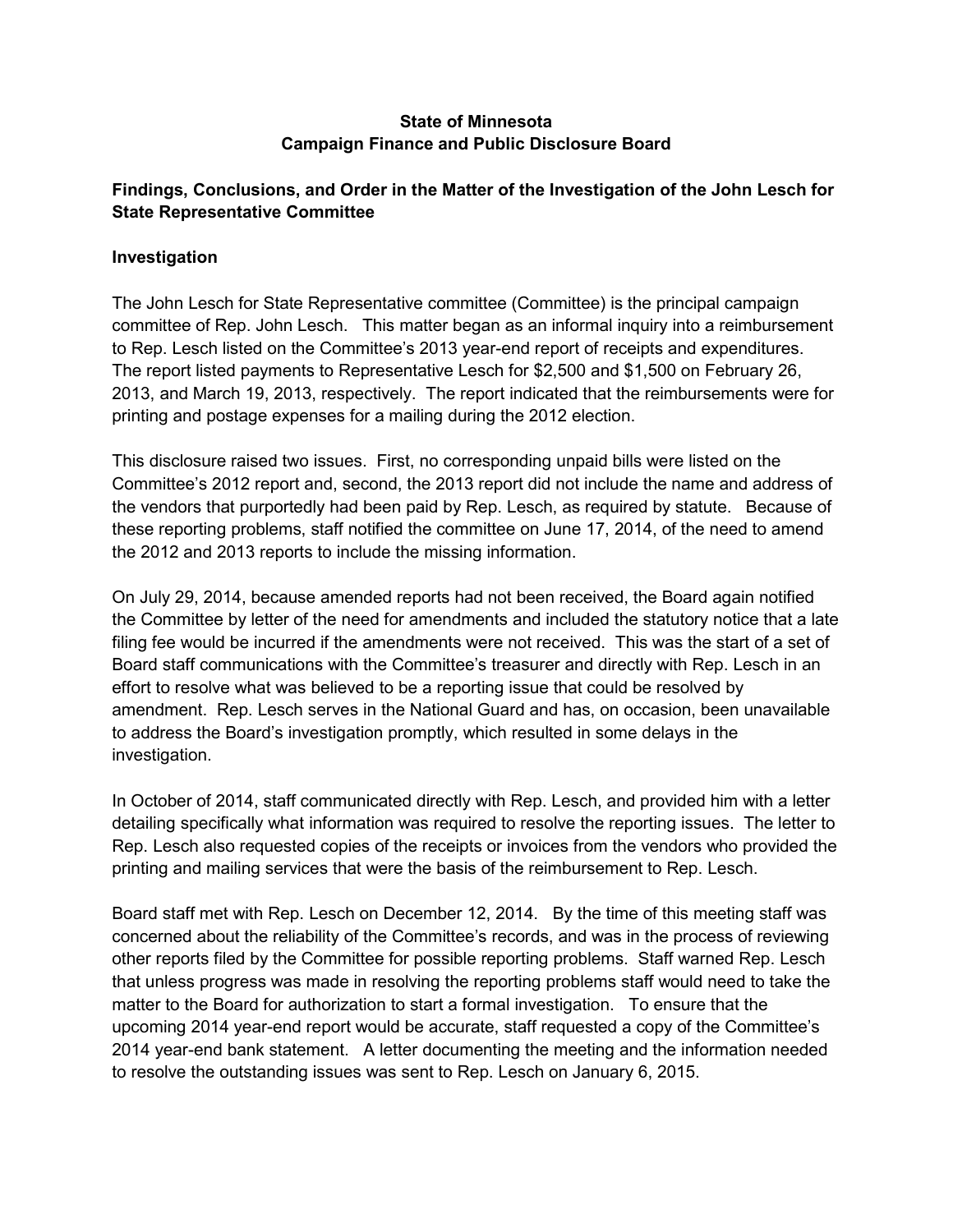**State of Minnesota**
**Campaign Finance and Public Disclosure Board**

**Findings, Conclusions, and Order in the Matter of the Investigation of the John Lesch for State Representative Committee**

## Investigation

The John Lesch for State Representative committee (Committee) is the principal campaign committee of Rep. John Lesch. This matter began as an informal inquiry into a reimbursement to Rep. Lesch listed on the Committee's 2013 year-end report of receipts and expenditures. The report listed payments to Representative Lesch for $2,500 and $1,500 on February 26, 2013, and March 19, 2013, respectively. The report indicated that the reimbursements were for printing and postage expenses for a mailing during the 2012 election.

This disclosure raised two issues. First, no corresponding unpaid bills were listed on the Committee's 2012 report and, second, the 2013 report did not include the name and address of the vendors that purportedly had been paid by Rep. Lesch, as required by statute. Because of these reporting problems, staff notified the committee on June 17, 2014, of the need to amend the 2012 and 2013 reports to include the missing information.

On July 29, 2014, because amended reports had not been received, the Board again notified the Committee by letter of the need for amendments and included the statutory notice that a late filing fee would be incurred if the amendments were not received. This was the start of a set of Board staff communications with the Committee's treasurer and directly with Rep. Lesch in an effort to resolve what was believed to be a reporting issue that could be resolved by amendment. Rep. Lesch serves in the National Guard and has, on occasion, been unavailable to address the Board's investigation promptly, which resulted in some delays in the investigation.

In October of 2014, staff communicated directly with Rep. Lesch, and provided him with a letter detailing specifically what information was required to resolve the reporting issues. The letter to Rep. Lesch also requested copies of the receipts or invoices from the vendors who provided the printing and mailing services that were the basis of the reimbursement to Rep. Lesch.

Board staff met with Rep. Lesch on December 12, 2014. By the time of this meeting staff was concerned about the reliability of the Committee's records, and was in the process of reviewing other reports filed by the Committee for possible reporting problems. Staff warned Rep. Lesch that unless progress was made in resolving the reporting problems staff would need to take the matter to the Board for authorization to start a formal investigation. To ensure that the upcoming 2014 year-end report would be accurate, staff requested a copy of the Committee's 2014 year-end bank statement. A letter documenting the meeting and the information needed to resolve the outstanding issues was sent to Rep. Lesch on January 6, 2015.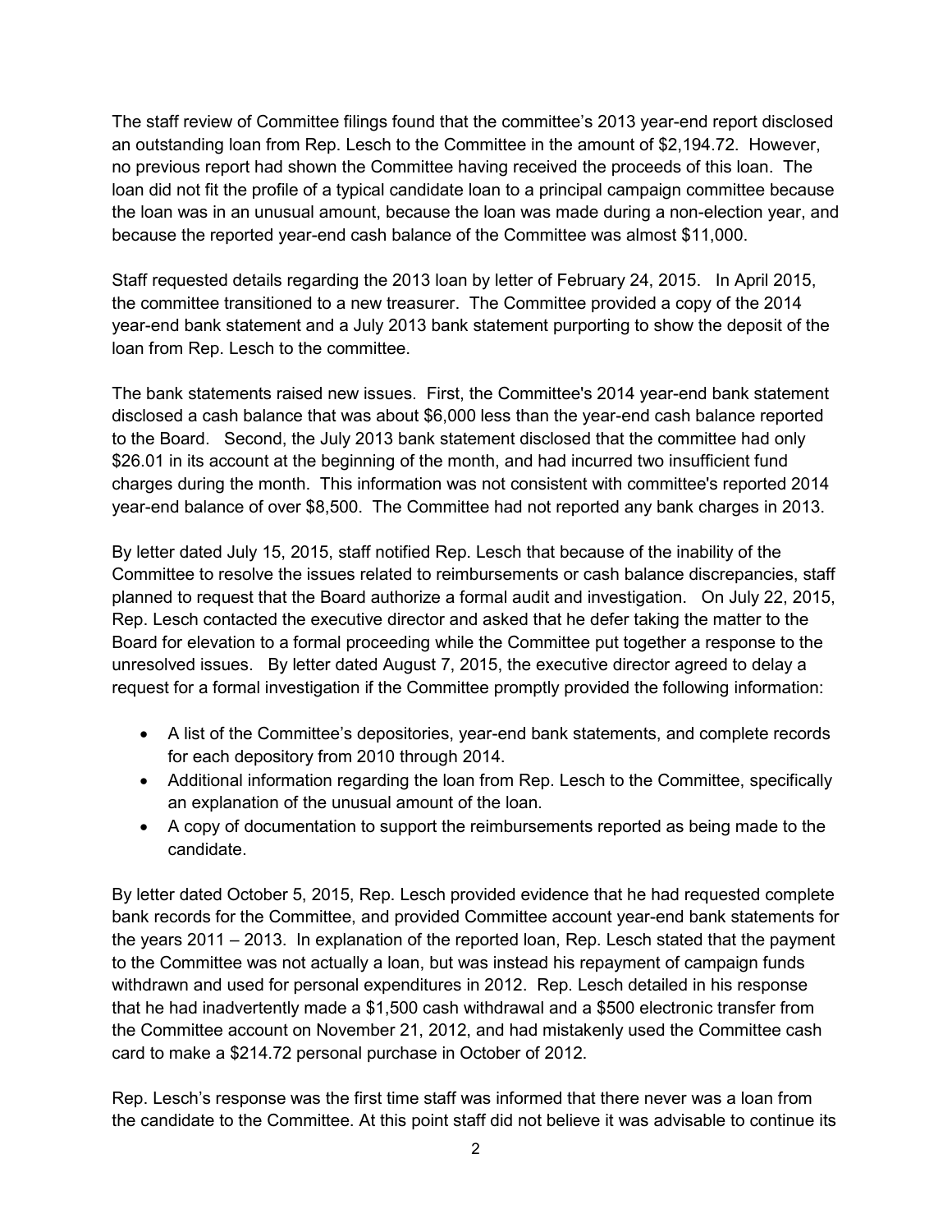The staff review of Committee filings found that the committee's 2013 year-end report disclosed an outstanding loan from Rep. Lesch to the Committee in the amount of $2,194.72. However, no previous report had shown the Committee having received the proceeds of this loan. The loan did not fit the profile of a typical candidate loan to a principal campaign committee because the loan was in an unusual amount, because the loan was made during a non-election year, and because the reported year-end cash balance of the Committee was almost $11,000.

Staff requested details regarding the 2013 loan by letter of February 24, 2015. In April 2015, the committee transitioned to a new treasurer. The Committee provided a copy of the 2014 year-end bank statement and a July 2013 bank statement purporting to show the deposit of the loan from Rep. Lesch to the committee.

The bank statements raised new issues. First, the Committee's 2014 year-end bank statement disclosed a cash balance that was about $6,000 less than the year-end cash balance reported to the Board. Second, the July 2013 bank statement disclosed that the committee had only $26.01 in its account at the beginning of the month, and had incurred two insufficient fund charges during the month. This information was not consistent with committee's reported 2014 year-end balance of over $8,500. The Committee had not reported any bank charges in 2013.

By letter dated July 15, 2015, staff notified Rep. Lesch that because of the inability of the Committee to resolve the issues related to reimbursements or cash balance discrepancies, staff planned to request that the Board authorize a formal audit and investigation. On July 22, 2015, Rep. Lesch contacted the executive director and asked that he defer taking the matter to the Board for elevation to a formal proceeding while the Committee put together a response to the unresolved issues. By letter dated August 7, 2015, the executive director agreed to delay a request for a formal investigation if the Committee promptly provided the following information:

- A list of the Committee's depositories, year-end bank statements, and complete records for each depository from 2010 through 2014.
- Additional information regarding the loan from Rep. Lesch to the Committee, specifically an explanation of the unusual amount of the loan.
- A copy of documentation to support the reimbursements reported as being made to the candidate.

By letter dated October 5, 2015, Rep. Lesch provided evidence that he had requested complete bank records for the Committee, and provided Committee account year-end bank statements for the years 2011 – 2013. In explanation of the reported loan, Rep. Lesch stated that the payment to the Committee was not actually a loan, but was instead his repayment of campaign funds withdrawn and used for personal expenditures in 2012. Rep. Lesch detailed in his response that he had inadvertently made a $1,500 cash withdrawal and a $500 electronic transfer from the Committee account on November 21, 2012, and had mistakenly used the Committee cash card to make a $214.72 personal purchase in October of 2012.

Rep. Lesch's response was the first time staff was informed that there never was a loan from the candidate to the Committee. At this point staff did not believe it was advisable to continue its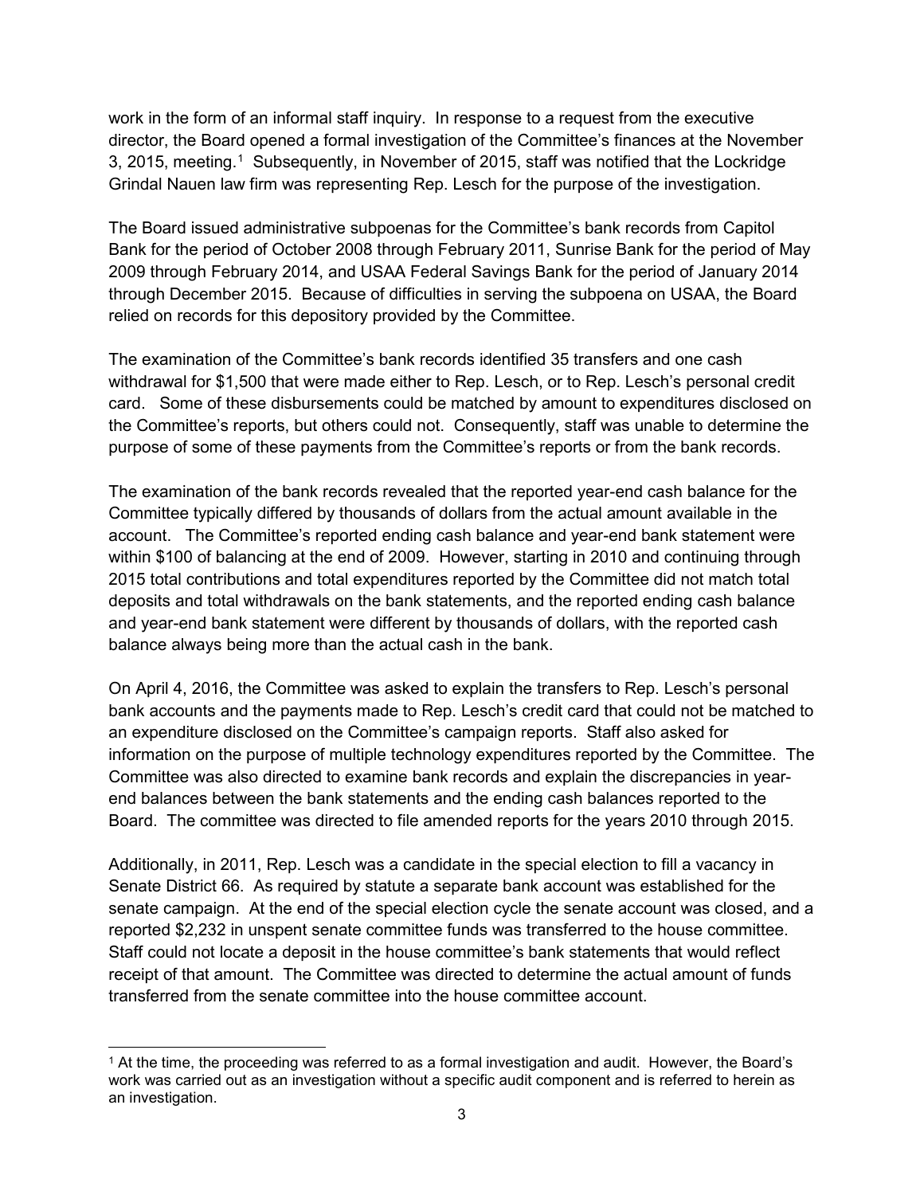work in the form of an informal staff inquiry. In response to a request from the executive director, the Board opened a formal investigation of the Committee's finances at the November 3, 2015, meeting.[1] Subsequently, in November of 2015, staff was notified that the Lockridge Grindal Nauen law firm was representing Rep. Lesch for the purpose of the investigation.

The Board issued administrative subpoenas for the Committee's bank records from Capitol Bank for the period of October 2008 through February 2011, Sunrise Bank for the period of May 2009 through February 2014, and USAA Federal Savings Bank for the period of January 2014 through December 2015. Because of difficulties in serving the subpoena on USAA, the Board relied on records for this depository provided by the Committee.

The examination of the Committee's bank records identified 35 transfers and one cash withdrawal for $1,500 that were made either to Rep. Lesch, or to Rep. Lesch's personal credit card. Some of these disbursements could be matched by amount to expenditures disclosed on the Committee's reports, but others could not. Consequently, staff was unable to determine the purpose of some of these payments from the Committee's reports or from the bank records.

The examination of the bank records revealed that the reported year-end cash balance for the Committee typically differed by thousands of dollars from the actual amount available in the account. The Committee's reported ending cash balance and year-end bank statement were within $100 of balancing at the end of 2009. However, starting in 2010 and continuing through 2015 total contributions and total expenditures reported by the Committee did not match total deposits and total withdrawals on the bank statements, and the reported ending cash balance and year-end bank statement were different by thousands of dollars, with the reported cash balance always being more than the actual cash in the bank.

On April 4, 2016, the Committee was asked to explain the transfers to Rep. Lesch's personal bank accounts and the payments made to Rep. Lesch's credit card that could not be matched to an expenditure disclosed on the Committee's campaign reports. Staff also asked for information on the purpose of multiple technology expenditures reported by the Committee. The Committee was also directed to examine bank records and explain the discrepancies in year-end balances between the bank statements and the ending cash balances reported to the Board. The committee was directed to file amended reports for the years 2010 through 2015.

Additionally, in 2011, Rep. Lesch was a candidate in the special election to fill a vacancy in Senate District 66. As required by statute a separate bank account was established for the senate campaign. At the end of the special election cycle the senate account was closed, and a reported $2,232 in unspent senate committee funds was transferred to the house committee. Staff could not locate a deposit in the house committee's bank statements that would reflect receipt of that amount. The Committee was directed to determine the actual amount of funds transferred from the senate committee into the house committee account.

---

[1] At the time, the proceeding was referred to as a formal investigation and audit. However, the Board's work was carried out as an investigation without a specific audit component and is referred to herein as an investigation.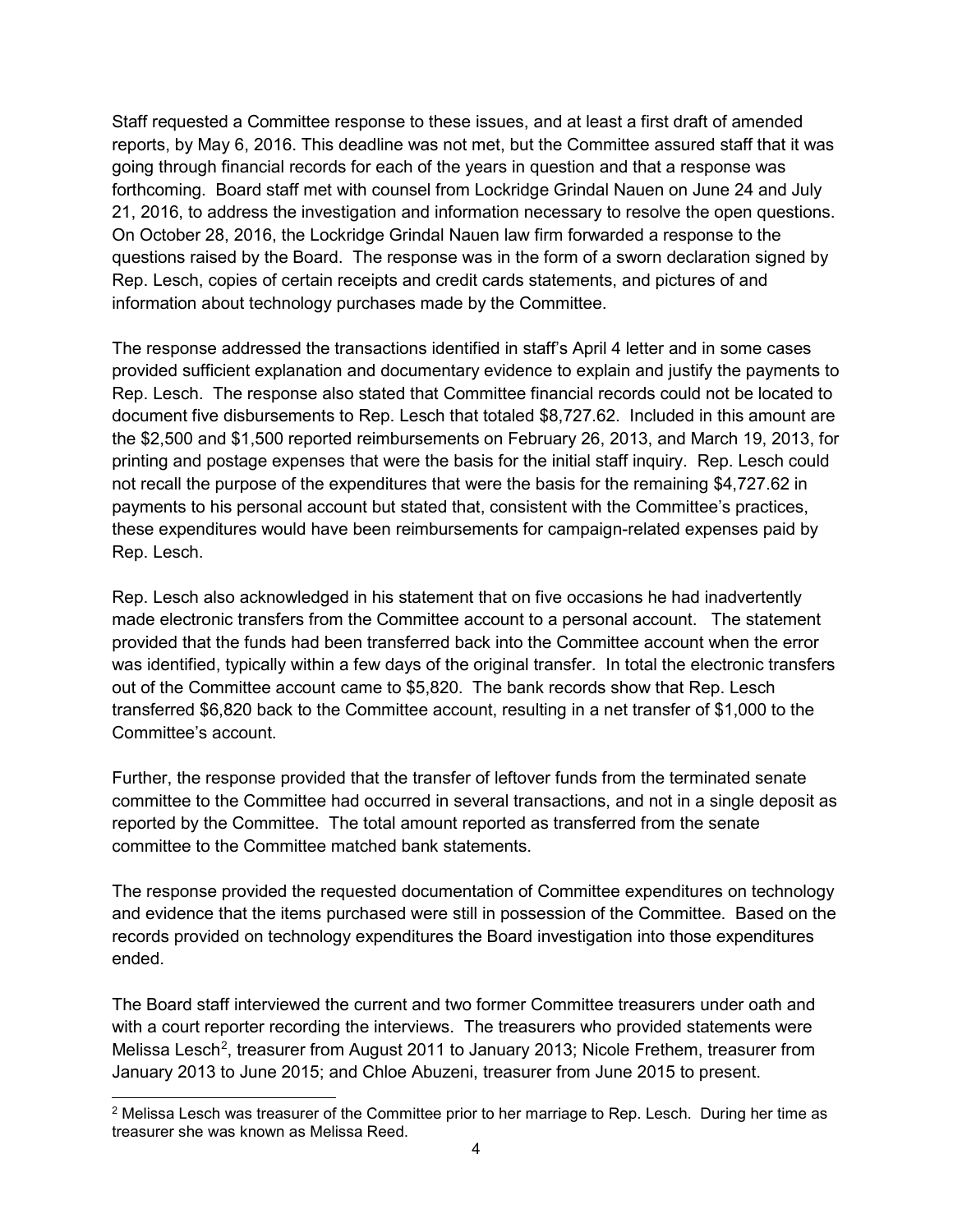Staff requested a Committee response to these issues, and at least a first draft of amended reports, by May 6, 2016. This deadline was not met, but the Committee assured staff that it was going through financial records for each of the years in question and that a response was forthcoming. Board staff met with counsel from Lockridge Grindal Nauen on June 24 and July 21, 2016, to address the investigation and information necessary to resolve the open questions. On October 28, 2016, the Lockridge Grindal Nauen law firm forwarded a response to the questions raised by the Board. The response was in the form of a sworn declaration signed by Rep. Lesch, copies of certain receipts and credit cards statements, and pictures of and information about technology purchases made by the Committee.

The response addressed the transactions identified in staff's April 4 letter and in some cases provided sufficient explanation and documentary evidence to explain and justify the payments to Rep. Lesch. The response also stated that Committee financial records could not be located to document five disbursements to Rep. Lesch that totaled $8,727.62. Included in this amount are the $2,500 and $1,500 reported reimbursements on February 26, 2013, and March 19, 2013, for printing and postage expenses that were the basis for the initial staff inquiry. Rep. Lesch could not recall the purpose of the expenditures that were the basis for the remaining $4,727.62 in payments to his personal account but stated that, consistent with the Committee's practices, these expenditures would have been reimbursements for campaign-related expenses paid by Rep. Lesch.

Rep. Lesch also acknowledged in his statement that on five occasions he had inadvertently made electronic transfers from the Committee account to a personal account. The statement provided that the funds had been transferred back into the Committee account when the error was identified, typically within a few days of the original transfer. In total the electronic transfers out of the Committee account came to $5,820. The bank records show that Rep. Lesch transferred $6,820 back to the Committee account, resulting in a net transfer of $1,000 to the Committee's account.

Further, the response provided that the transfer of leftover funds from the terminated senate committee to the Committee had occurred in several transactions, and not in a single deposit as reported by the Committee. The total amount reported as transferred from the senate committee to the Committee matched bank statements.

The response provided the requested documentation of Committee expenditures on technology and evidence that the items purchased were still in possession of the Committee. Based on the records provided on technology expenditures the Board investigation into those expenditures ended.

The Board staff interviewed the current and two former Committee treasurers under oath and with a court reporter recording the interviews. The treasurers who provided statements were Melissa Lesch[2], treasurer from August 2011 to January 2013; Nicole Frethem, treasurer from January 2013 to June 2015; and Chloe Abuzeni, treasurer from June 2015 to present.

[2] Melissa Lesch was treasurer of the Committee prior to her marriage to Rep. Lesch. During her time as treasurer she was known as Melissa Reed.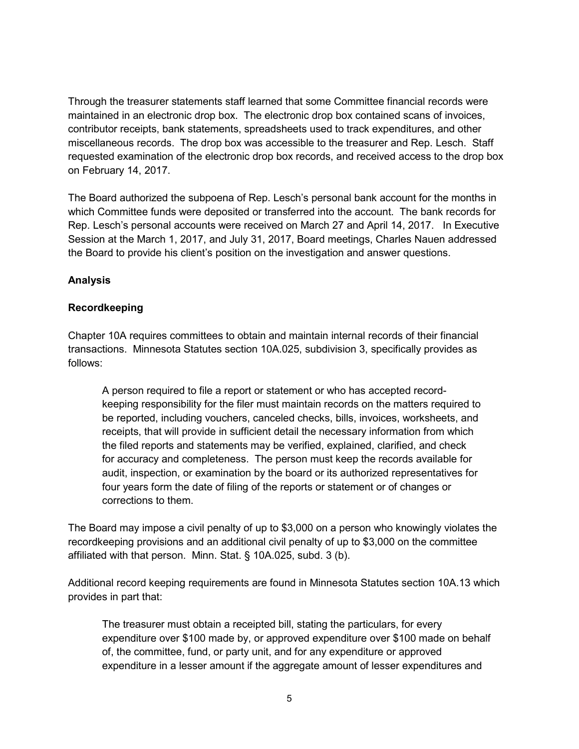Through the treasurer statements staff learned that some Committee financial records were maintained in an electronic drop box. The electronic drop box contained scans of invoices, contributor receipts, bank statements, spreadsheets used to track expenditures, and other miscellaneous records. The drop box was accessible to the treasurer and Rep. Lesch. Staff requested examination of the electronic drop box records, and received access to the drop box on February 14, 2017.

The Board authorized the subpoena of Rep. Lesch's personal bank account for the months in which Committee funds were deposited or transferred into the account. The bank records for Rep. Lesch's personal accounts were received on March 27 and April 14, 2017. In Executive Session at the March 1, 2017, and July 31, 2017, Board meetings, Charles Nauen addressed the Board to provide his client's position on the investigation and answer questions.

**Analysis**

**Recordkeeping**

Chapter 10A requires committees to obtain and maintain internal records of their financial transactions. Minnesota Statutes section 10A.025, subdivision 3, specifically provides as follows:

> A person required to file a report or statement or who has accepted record-keeping responsibility for the filer must maintain records on the matters required to be reported, including vouchers, canceled checks, bills, invoices, worksheets, and receipts, that will provide in sufficient detail the necessary information from which the filed reports and statements may be verified, explained, clarified, and check for accuracy and completeness. The person must keep the records available for audit, inspection, or examination by the board or its authorized representatives for four years form the date of filing of the reports or statement or of changes or corrections to them.

The Board may impose a civil penalty of up to $3,000 on a person who knowingly violates the recordkeeping provisions and an additional civil penalty of up to $3,000 on the committee affiliated with that person. Minn. Stat. § 10A.025, subd. 3 (b).

Additional record keeping requirements are found in Minnesota Statutes section 10A.13 which provides in part that:

> The treasurer must obtain a receipted bill, stating the particulars, for every expenditure over $100 made by, or approved expenditure over $100 made on behalf of, the committee, fund, or party unit, and for any expenditure or approved expenditure in a lesser amount if the aggregate amount of lesser expenditures and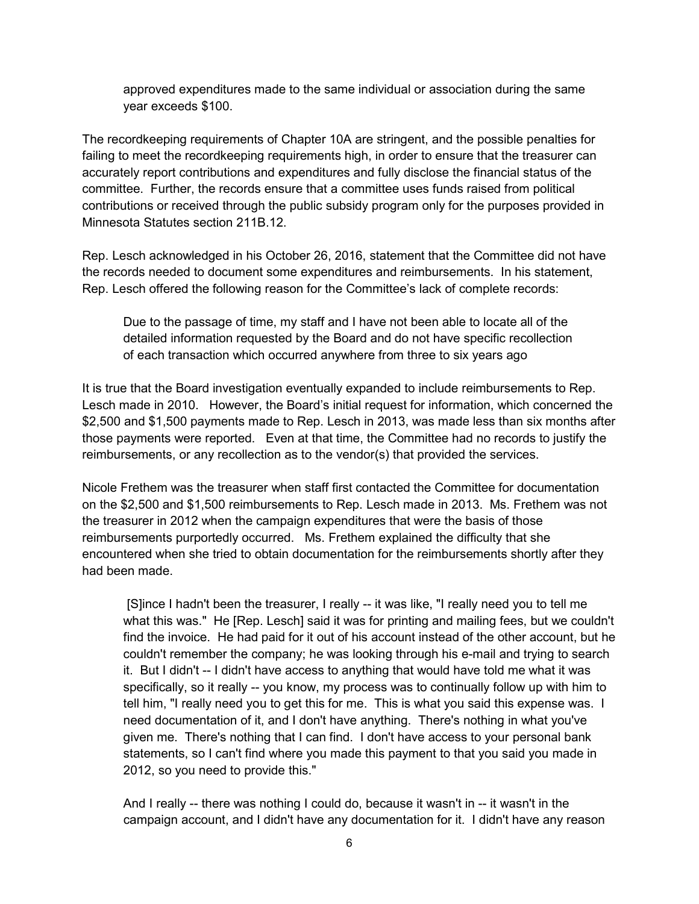> approved expenditures made to the same individual or association during the same year exceeds $100.

The recordkeeping requirements of Chapter 10A are stringent, and the possible penalties for failing to meet the recordkeeping requirements high, in order to ensure that the treasurer can accurately report contributions and expenditures and fully disclose the financial status of the committee. Further, the records ensure that a committee uses funds raised from political contributions or received through the public subsidy program only for the purposes provided in Minnesota Statutes section 211B.12.

Rep. Lesch acknowledged in his October 26, 2016, statement that the Committee did not have the records needed to document some expenditures and reimbursements. In his statement, Rep. Lesch offered the following reason for the Committee's lack of complete records:

> Due to the passage of time, my staff and I have not been able to locate all of the detailed information requested by the Board and do not have specific recollection of each transaction which occurred anywhere from three to six years ago

It is true that the Board investigation eventually expanded to include reimbursements to Rep. Lesch made in 2010. However, the Board's initial request for information, which concerned the $2,500 and $1,500 payments made to Rep. Lesch in 2013, was made less than six months after those payments were reported. Even at that time, the Committee had no records to justify the reimbursements, or any recollection as to the vendor(s) that provided the services.

Nicole Frethem was the treasurer when staff first contacted the Committee for documentation on the $2,500 and $1,500 reimbursements to Rep. Lesch made in 2013. Ms. Frethem was not the treasurer in 2012 when the campaign expenditures that were the basis of those reimbursements purportedly occurred. Ms. Frethem explained the difficulty that she encountered when she tried to obtain documentation for the reimbursements shortly after they had been made.

> [S]ince I hadn't been the treasurer, I really -- it was like, "I really need you to tell me what this was." He [Rep. Lesch] said it was for printing and mailing fees, but we couldn't find the invoice. He had paid for it out of his account instead of the other account, but he couldn't remember the company; he was looking through his e-mail and trying to search it. But I didn't -- I didn't have access to anything that would have told me what it was specifically, so it really -- you know, my process was to continually follow up with him to tell him, "I really need you to get this for me. This is what you said this expense was. I need documentation of it, and I don't have anything. There's nothing in what you've given me. There's nothing that I can find. I don't have access to your personal bank statements, so I can't find where you made this payment to that you said you made in 2012, so you need to provide this."
>
> And I really -- there was nothing I could do, because it wasn't in -- it wasn't in the campaign account, and I didn't have any documentation for it. I didn't have any reason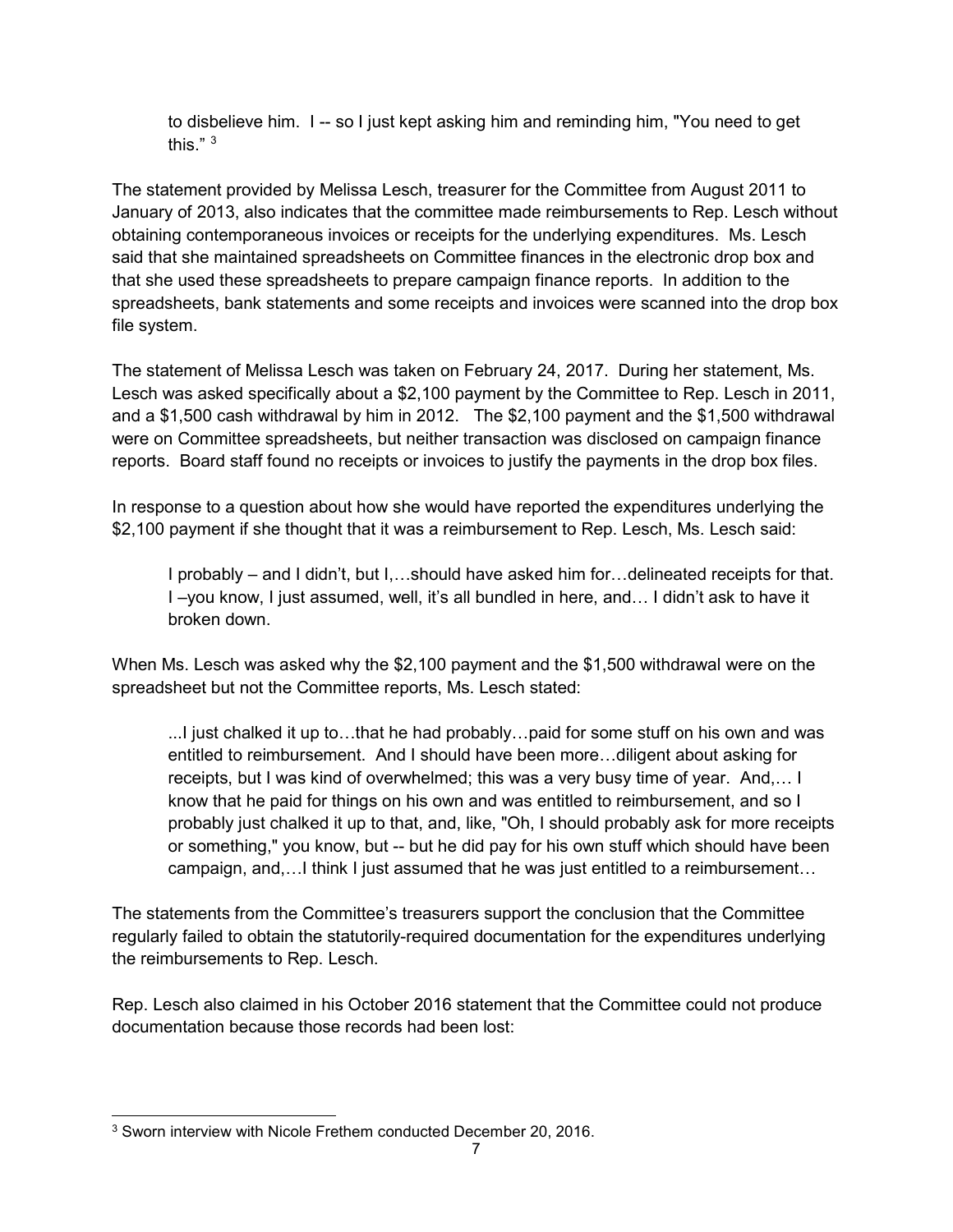> to disbelieve him. I -- so I just kept asking him and reminding him, "You need to get this." [3]

The statement provided by Melissa Lesch, treasurer for the Committee from August 2011 to January of 2013, also indicates that the committee made reimbursements to Rep. Lesch without obtaining contemporaneous invoices or receipts for the underlying expenditures. Ms. Lesch said that she maintained spreadsheets on Committee finances in the electronic drop box and that she used these spreadsheets to prepare campaign finance reports. In addition to the spreadsheets, bank statements and some receipts and invoices were scanned into the drop box file system.

The statement of Melissa Lesch was taken on February 24, 2017. During her statement, Ms. Lesch was asked specifically about a $2,100 payment by the Committee to Rep. Lesch in 2011, and a $1,500 cash withdrawal by him in 2012. The $2,100 payment and the $1,500 withdrawal were on Committee spreadsheets, but neither transaction was disclosed on campaign finance reports. Board staff found no receipts or invoices to justify the payments in the drop box files.

In response to a question about how she would have reported the expenditures underlying the $2,100 payment if she thought that it was a reimbursement to Rep. Lesch, Ms. Lesch said:

> I probably – and I didn't, but I,…should have asked him for…delineated receipts for that. I –you know, I just assumed, well, it's all bundled in here, and… I didn't ask to have it broken down.

When Ms. Lesch was asked why the $2,100 payment and the $1,500 withdrawal were on the spreadsheet but not the Committee reports, Ms. Lesch stated:

> ...I just chalked it up to…that he had probably…paid for some stuff on his own and was entitled to reimbursement. And I should have been more…diligent about asking for receipts, but I was kind of overwhelmed; this was a very busy time of year. And,… I know that he paid for things on his own and was entitled to reimbursement, and so I probably just chalked it up to that, and, like, "Oh, I should probably ask for more receipts or something," you know, but -- but he did pay for his own stuff which should have been campaign, and,…I think I just assumed that he was just entitled to a reimbursement…

The statements from the Committee's treasurers support the conclusion that the Committee regularly failed to obtain the statutorily-required documentation for the expenditures underlying the reimbursements to Rep. Lesch.

Rep. Lesch also claimed in his October 2016 statement that the Committee could not produce documentation because those records had been lost:

[3] Sworn interview with Nicole Frethem conducted December 20, 2016.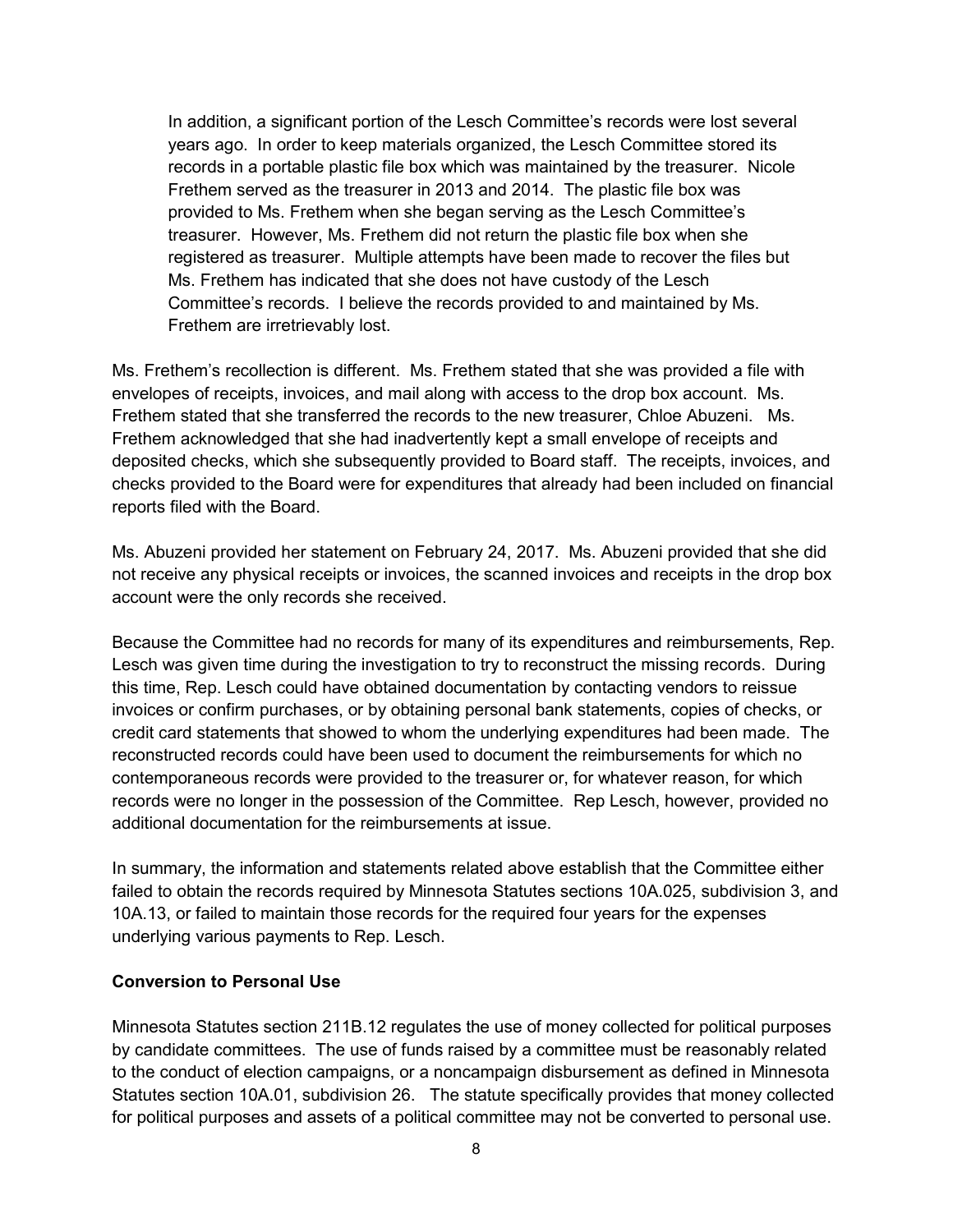> In addition, a significant portion of the Lesch Committee's records were lost several years ago. In order to keep materials organized, the Lesch Committee stored its records in a portable plastic file box which was maintained by the treasurer. Nicole Frethem served as the treasurer in 2013 and 2014. The plastic file box was provided to Ms. Frethem when she began serving as the Lesch Committee's treasurer. However, Ms. Frethem did not return the plastic file box when she registered as treasurer. Multiple attempts have been made to recover the files but Ms. Frethem has indicated that she does not have custody of the Lesch Committee's records. I believe the records provided to and maintained by Ms. Frethem are irretrievably lost.

Ms. Frethem's recollection is different. Ms. Frethem stated that she was provided a file with envelopes of receipts, invoices, and mail along with access to the drop box account. Ms. Frethem stated that she transferred the records to the new treasurer, Chloe Abuzeni. Ms. Frethem acknowledged that she had inadvertently kept a small envelope of receipts and deposited checks, which she subsequently provided to Board staff. The receipts, invoices, and checks provided to the Board were for expenditures that already had been included on financial reports filed with the Board.

Ms. Abuzeni provided her statement on February 24, 2017. Ms. Abuzeni provided that she did not receive any physical receipts or invoices, the scanned invoices and receipts in the drop box account were the only records she received.

Because the Committee had no records for many of its expenditures and reimbursements, Rep. Lesch was given time during the investigation to try to reconstruct the missing records. During this time, Rep. Lesch could have obtained documentation by contacting vendors to reissue invoices or confirm purchases, or by obtaining personal bank statements, copies of checks, or credit card statements that showed to whom the underlying expenditures had been made. The reconstructed records could have been used to document the reimbursements for which no contemporaneous records were provided to the treasurer or, for whatever reason, for which records were no longer in the possession of the Committee. Rep Lesch, however, provided no additional documentation for the reimbursements at issue.

In summary, the information and statements related above establish that the Committee either failed to obtain the records required by Minnesota Statutes sections 10A.025, subdivision 3, and 10A.13, or failed to maintain those records for the required four years for the expenses underlying various payments to Rep. Lesch.

**Conversion to Personal Use**

Minnesota Statutes section 211B.12 regulates the use of money collected for political purposes by candidate committees. The use of funds raised by a committee must be reasonably related to the conduct of election campaigns, or a noncampaign disbursement as defined in Minnesota Statutes section 10A.01, subdivision 26. The statute specifically provides that money collected for political purposes and assets of a political committee may not be converted to personal use.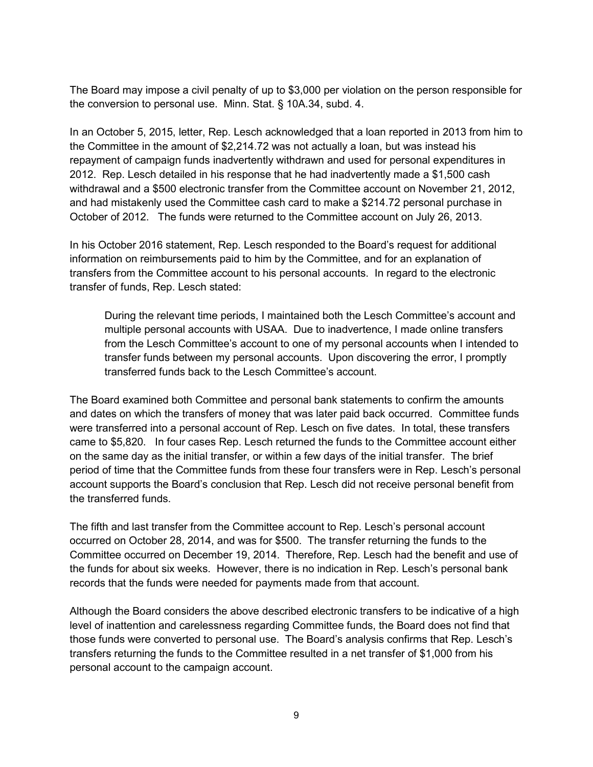The Board may impose a civil penalty of up to $3,000 per violation on the person responsible for the conversion to personal use. Minn. Stat. § 10A.34, subd. 4.

In an October 5, 2015, letter, Rep. Lesch acknowledged that a loan reported in 2013 from him to the Committee in the amount of $2,214.72 was not actually a loan, but was instead his repayment of campaign funds inadvertently withdrawn and used for personal expenditures in 2012. Rep. Lesch detailed in his response that he had inadvertently made a $1,500 cash withdrawal and a $500 electronic transfer from the Committee account on November 21, 2012, and had mistakenly used the Committee cash card to make a $214.72 personal purchase in October of 2012. The funds were returned to the Committee account on July 26, 2013.

In his October 2016 statement, Rep. Lesch responded to the Board's request for additional information on reimbursements paid to him by the Committee, and for an explanation of transfers from the Committee account to his personal accounts. In regard to the electronic transfer of funds, Rep. Lesch stated:

> During the relevant time periods, I maintained both the Lesch Committee's account and multiple personal accounts with USAA. Due to inadvertence, I made online transfers from the Lesch Committee's account to one of my personal accounts when I intended to transfer funds between my personal accounts. Upon discovering the error, I promptly transferred funds back to the Lesch Committee's account.

The Board examined both Committee and personal bank statements to confirm the amounts and dates on which the transfers of money that was later paid back occurred. Committee funds were transferred into a personal account of Rep. Lesch on five dates. In total, these transfers came to $5,820. In four cases Rep. Lesch returned the funds to the Committee account either on the same day as the initial transfer, or within a few days of the initial transfer. The brief period of time that the Committee funds from these four transfers were in Rep. Lesch's personal account supports the Board's conclusion that Rep. Lesch did not receive personal benefit from the transferred funds.

The fifth and last transfer from the Committee account to Rep. Lesch's personal account occurred on October 28, 2014, and was for $500. The transfer returning the funds to the Committee occurred on December 19, 2014. Therefore, Rep. Lesch had the benefit and use of the funds for about six weeks. However, there is no indication in Rep. Lesch's personal bank records that the funds were needed for payments made from that account.

Although the Board considers the above described electronic transfers to be indicative of a high level of inattention and carelessness regarding Committee funds, the Board does not find that those funds were converted to personal use. The Board's analysis confirms that Rep. Lesch's transfers returning the funds to the Committee resulted in a net transfer of $1,000 from his personal account to the campaign account.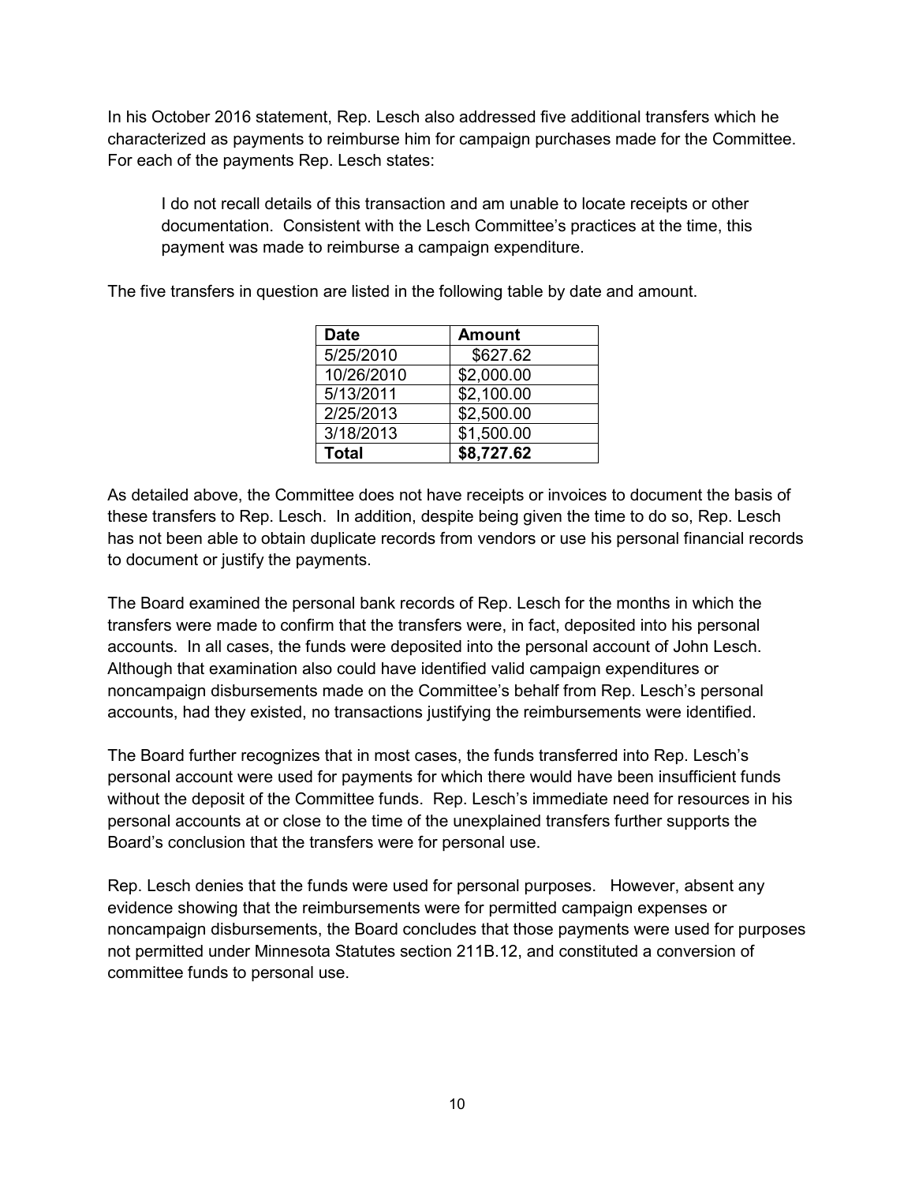In his October 2016 statement, Rep. Lesch also addressed five additional transfers which he characterized as payments to reimburse him for campaign purchases made for the Committee. For each of the payments Rep. Lesch states:

> I do not recall details of this transaction and am unable to locate receipts or other documentation. Consistent with the Lesch Committee's practices at the time, this payment was made to reimburse a campaign expenditure.

The five transfers in question are listed in the following table by date and amount.

| Date | Amount |
|---|---|
| 5/25/2010 | $627.62 |
| 10/26/2010 | $2,000.00 |
| 5/13/2011 | $2,100.00 |
| 2/25/2013 | $2,500.00 |
| 3/18/2013 | $1,500.00 |
| **Total** | **$8,727.62** |

As detailed above, the Committee does not have receipts or invoices to document the basis of these transfers to Rep. Lesch. In addition, despite being given the time to do so, Rep. Lesch has not been able to obtain duplicate records from vendors or use his personal financial records to document or justify the payments.

The Board examined the personal bank records of Rep. Lesch for the months in which the transfers were made to confirm that the transfers were, in fact, deposited into his personal accounts. In all cases, the funds were deposited into the personal account of John Lesch. Although that examination also could have identified valid campaign expenditures or noncampaign disbursements made on the Committee's behalf from Rep. Lesch's personal accounts, had they existed, no transactions justifying the reimbursements were identified.

The Board further recognizes that in most cases, the funds transferred into Rep. Lesch's personal account were used for payments for which there would have been insufficient funds without the deposit of the Committee funds. Rep. Lesch's immediate need for resources in his personal accounts at or close to the time of the unexplained transfers further supports the Board's conclusion that the transfers were for personal use.

Rep. Lesch denies that the funds were used for personal purposes. However, absent any evidence showing that the reimbursements were for permitted campaign expenses or noncampaign disbursements, the Board concludes that those payments were used for purposes not permitted under Minnesota Statutes section 211B.12, and constituted a conversion of committee funds to personal use.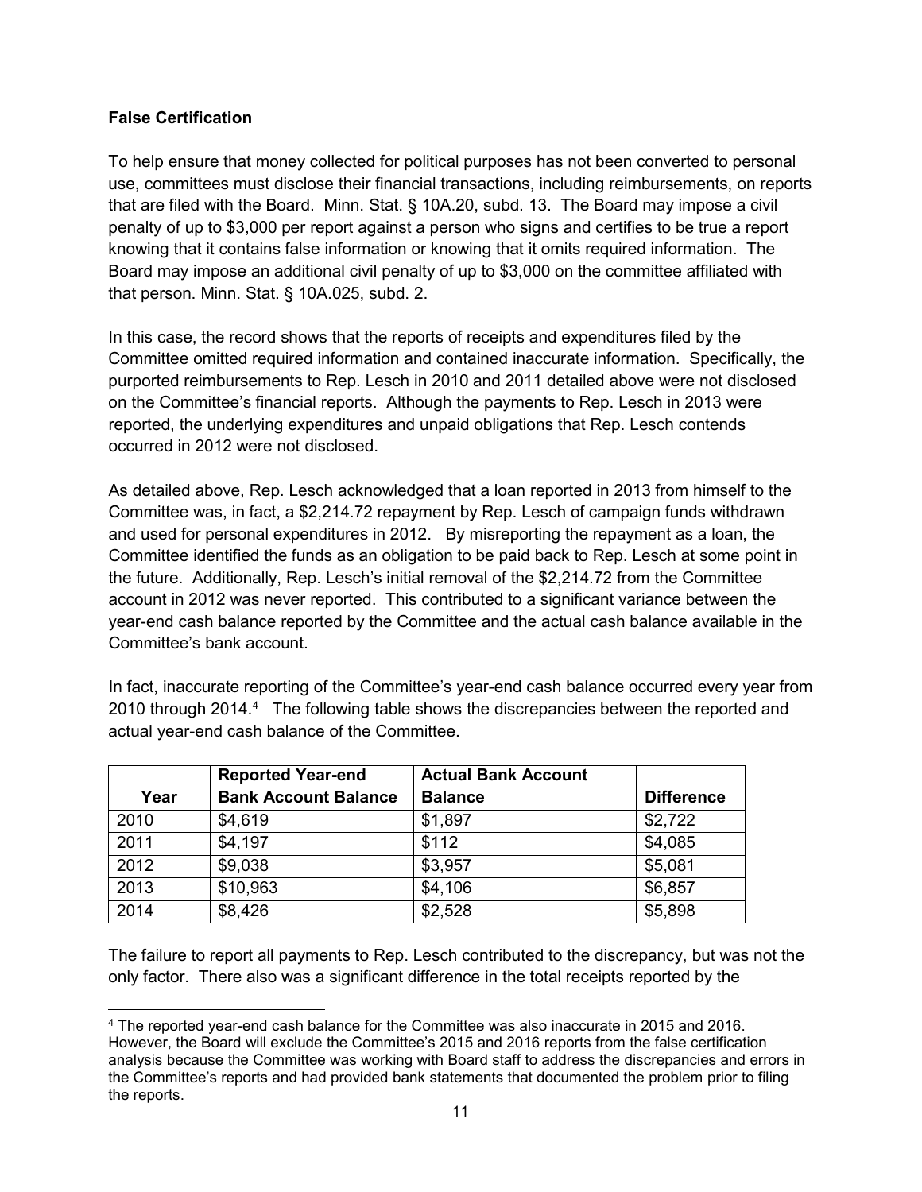**False Certification**

To help ensure that money collected for political purposes has not been converted to personal use, committees must disclose their financial transactions, including reimbursements, on reports that are filed with the Board. Minn. Stat. § 10A.20, subd. 13. The Board may impose a civil penalty of up to $3,000 per report against a person who signs and certifies to be true a report knowing that it contains false information or knowing that it omits required information. The Board may impose an additional civil penalty of up to $3,000 on the committee affiliated with that person. Minn. Stat. § 10A.025, subd. 2.

In this case, the record shows that the reports of receipts and expenditures filed by the Committee omitted required information and contained inaccurate information. Specifically, the purported reimbursements to Rep. Lesch in 2010 and 2011 detailed above were not disclosed on the Committee's financial reports. Although the payments to Rep. Lesch in 2013 were reported, the underlying expenditures and unpaid obligations that Rep. Lesch contends occurred in 2012 were not disclosed.

As detailed above, Rep. Lesch acknowledged that a loan reported in 2013 from himself to the Committee was, in fact, a $2,214.72 repayment by Rep. Lesch of campaign funds withdrawn and used for personal expenditures in 2012. By misreporting the repayment as a loan, the Committee identified the funds as an obligation to be paid back to Rep. Lesch at some point in the future. Additionally, Rep. Lesch's initial removal of the $2,214.72 from the Committee account in 2012 was never reported. This contributed to a significant variance between the year-end cash balance reported by the Committee and the actual cash balance available in the Committee's bank account.

In fact, inaccurate reporting of the Committee's year-end cash balance occurred every year from 2010 through 2014.[4] The following table shows the discrepancies between the reported and actual year-end cash balance of the Committee.

| Year | Reported Year-end Bank Account Balance | Actual Bank Account Balance | Difference |
|---|---|---|---|
| 2010 | $4,619 | $1,897 | $2,722 |
| 2011 | $4,197 | $112 | $4,085 |
| 2012 | $9,038 | $3,957 | $5,081 |
| 2013 | $10,963 | $4,106 | $6,857 |
| 2014 | $8,426 | $2,528 | $5,898 |

The failure to report all payments to Rep. Lesch contributed to the discrepancy, but was not the only factor. There also was a significant difference in the total receipts reported by the

[4] The reported year-end cash balance for the Committee was also inaccurate in 2015 and 2016. However, the Board will exclude the Committee's 2015 and 2016 reports from the false certification analysis because the Committee was working with Board staff to address the discrepancies and errors in the Committee's reports and had provided bank statements that documented the problem prior to filing the reports.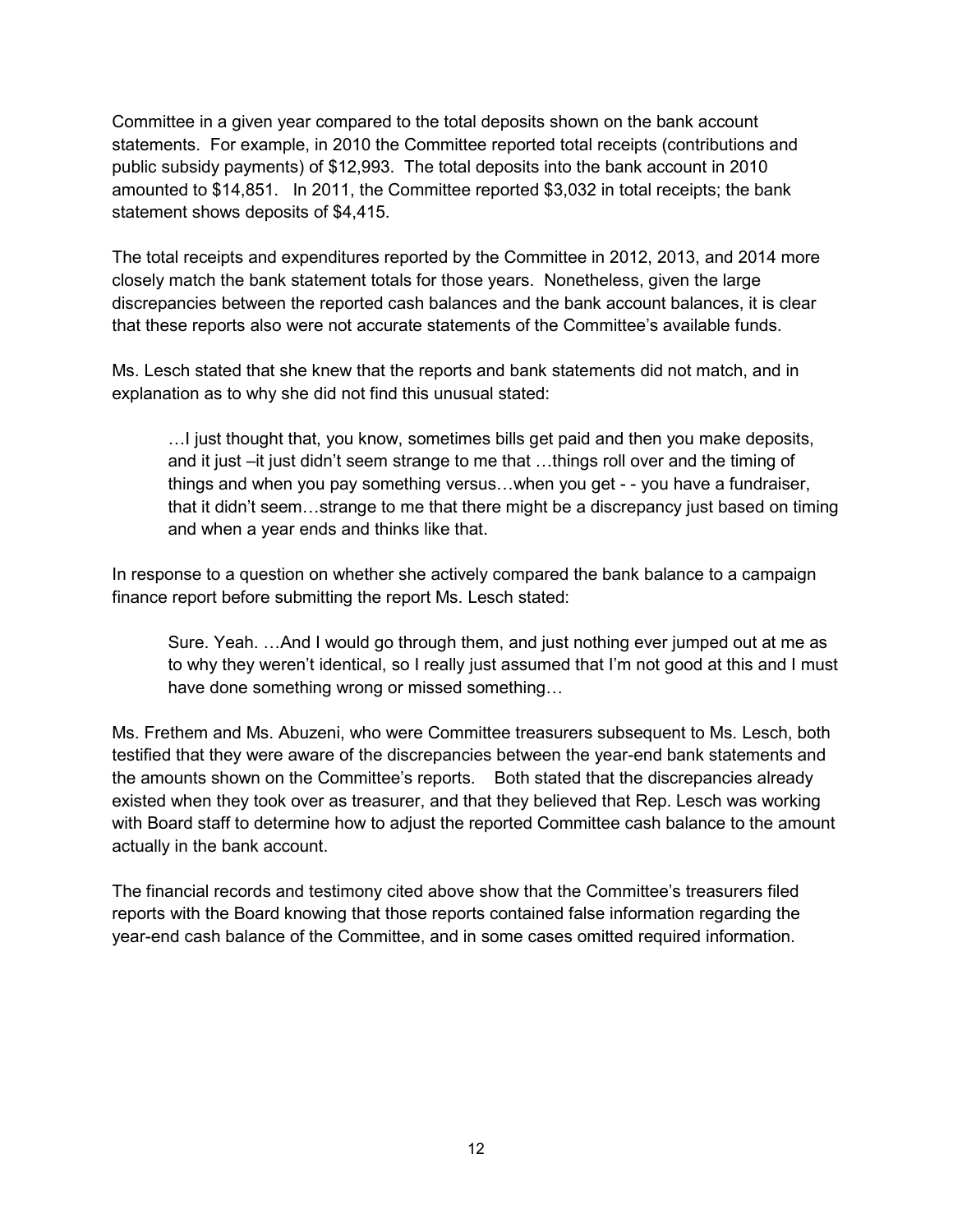Committee in a given year compared to the total deposits shown on the bank account statements. For example, in 2010 the Committee reported total receipts (contributions and public subsidy payments) of $12,993. The total deposits into the bank account in 2010 amounted to $14,851. In 2011, the Committee reported $3,032 in total receipts; the bank statement shows deposits of $4,415.

The total receipts and expenditures reported by the Committee in 2012, 2013, and 2014 more closely match the bank statement totals for those years. Nonetheless, given the large discrepancies between the reported cash balances and the bank account balances, it is clear that these reports also were not accurate statements of the Committee's available funds.

Ms. Lesch stated that she knew that the reports and bank statements did not match, and in explanation as to why she did not find this unusual stated:

> …I just thought that, you know, sometimes bills get paid and then you make deposits, and it just –it just didn't seem strange to me that …things roll over and the timing of things and when you pay something versus…when you get - - you have a fundraiser, that it didn't seem…strange to me that there might be a discrepancy just based on timing and when a year ends and thinks like that.

In response to a question on whether she actively compared the bank balance to a campaign finance report before submitting the report Ms. Lesch stated:

> Sure. Yeah. …And I would go through them, and just nothing ever jumped out at me as to why they weren't identical, so I really just assumed that I'm not good at this and I must have done something wrong or missed something…

Ms. Frethem and Ms. Abuzeni, who were Committee treasurers subsequent to Ms. Lesch, both testified that they were aware of the discrepancies between the year-end bank statements and the amounts shown on the Committee's reports. Both stated that the discrepancies already existed when they took over as treasurer, and that they believed that Rep. Lesch was working with Board staff to determine how to adjust the reported Committee cash balance to the amount actually in the bank account.

The financial records and testimony cited above show that the Committee's treasurers filed reports with the Board knowing that those reports contained false information regarding the year-end cash balance of the Committee, and in some cases omitted required information.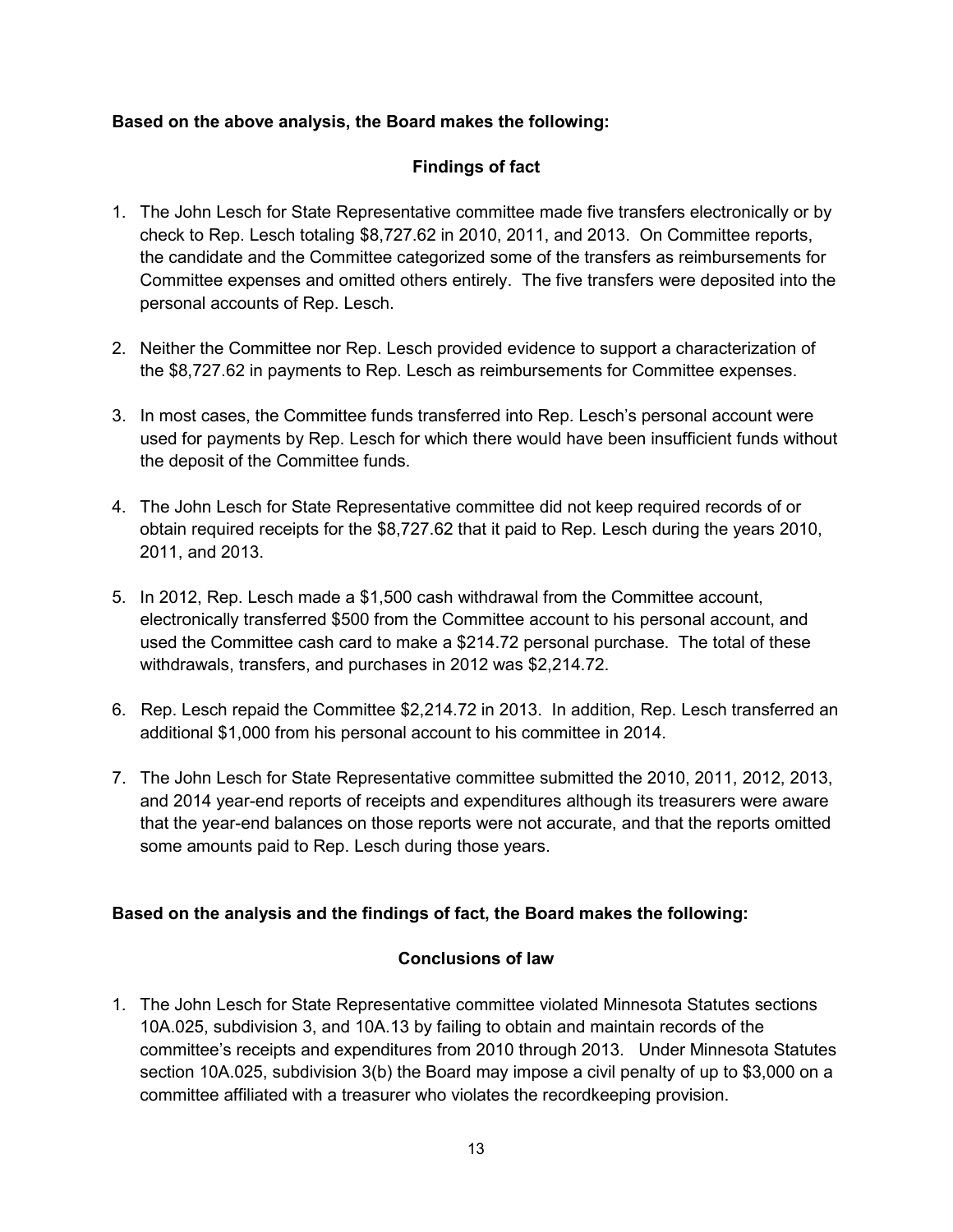**Based on the above analysis, the Board makes the following:**

## Findings of fact

1. The John Lesch for State Representative committee made five transfers electronically or by check to Rep. Lesch totaling $8,727.62 in 2010, 2011, and 2013. On Committee reports, the candidate and the Committee categorized some of the transfers as reimbursements for Committee expenses and omitted others entirely. The five transfers were deposited into the personal accounts of Rep. Lesch.

2. Neither the Committee nor Rep. Lesch provided evidence to support a characterization of the $8,727.62 in payments to Rep. Lesch as reimbursements for Committee expenses.

3. In most cases, the Committee funds transferred into Rep. Lesch's personal account were used for payments by Rep. Lesch for which there would have been insufficient funds without the deposit of the Committee funds.

4. The John Lesch for State Representative committee did not keep required records of or obtain required receipts for the $8,727.62 that it paid to Rep. Lesch during the years 2010, 2011, and 2013.

5. In 2012, Rep. Lesch made a $1,500 cash withdrawal from the Committee account, electronically transferred $500 from the Committee account to his personal account, and used the Committee cash card to make a $214.72 personal purchase. The total of these withdrawals, transfers, and purchases in 2012 was $2,214.72.

6. Rep. Lesch repaid the Committee $2,214.72 in 2013. In addition, Rep. Lesch transferred an additional $1,000 from his personal account to his committee in 2014.

7. The John Lesch for State Representative committee submitted the 2010, 2011, 2012, 2013, and 2014 year-end reports of receipts and expenditures although its treasurers were aware that the year-end balances on those reports were not accurate, and that the reports omitted some amounts paid to Rep. Lesch during those years.

**Based on the analysis and the findings of fact, the Board makes the following:**

## Conclusions of law

1. The John Lesch for State Representative committee violated Minnesota Statutes sections 10A.025, subdivision 3, and 10A.13 by failing to obtain and maintain records of the committee's receipts and expenditures from 2010 through 2013. Under Minnesota Statutes section 10A.025, subdivision 3(b) the Board may impose a civil penalty of up to $3,000 on a committee affiliated with a treasurer who violates the recordkeeping provision.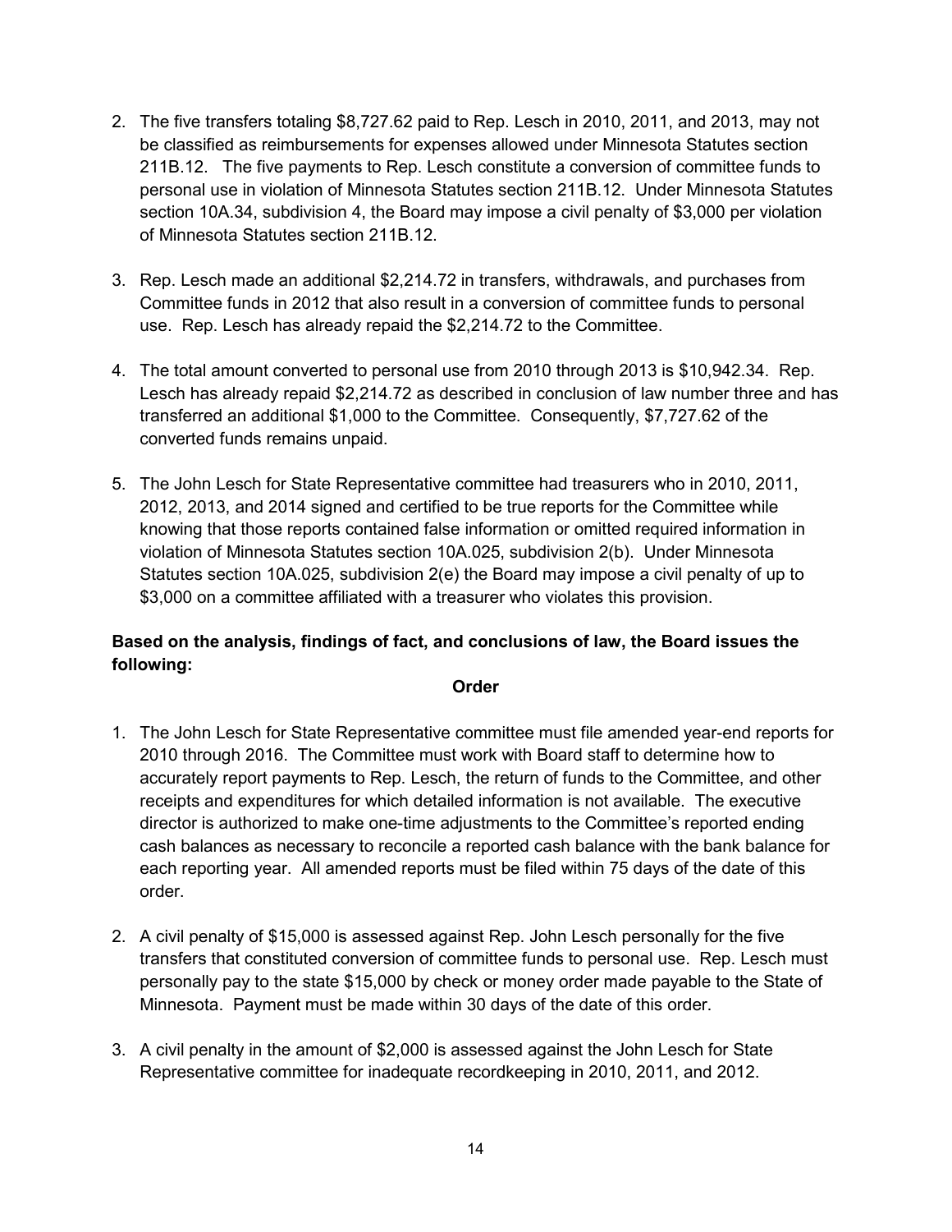2. The five transfers totaling $8,727.62 paid to Rep. Lesch in 2010, 2011, and 2013, may not be classified as reimbursements for expenses allowed under Minnesota Statutes section 211B.12. The five payments to Rep. Lesch constitute a conversion of committee funds to personal use in violation of Minnesota Statutes section 211B.12. Under Minnesota Statutes section 10A.34, subdivision 4, the Board may impose a civil penalty of $3,000 per violation of Minnesota Statutes section 211B.12.

3. Rep. Lesch made an additional $2,214.72 in transfers, withdrawals, and purchases from Committee funds in 2012 that also result in a conversion of committee funds to personal use. Rep. Lesch has already repaid the $2,214.72 to the Committee.

4. The total amount converted to personal use from 2010 through 2013 is $10,942.34. Rep. Lesch has already repaid $2,214.72 as described in conclusion of law number three and has transferred an additional $1,000 to the Committee. Consequently, $7,727.62 of the converted funds remains unpaid.

5. The John Lesch for State Representative committee had treasurers who in 2010, 2011, 2012, 2013, and 2014 signed and certified to be true reports for the Committee while knowing that those reports contained false information or omitted required information in violation of Minnesota Statutes section 10A.025, subdivision 2(b). Under Minnesota Statutes section 10A.025, subdivision 2(e) the Board may impose a civil penalty of up to $3,000 on a committee affiliated with a treasurer who violates this provision.

**Based on the analysis, findings of fact, and conclusions of law, the Board issues the following:**

**Order**

1. The John Lesch for State Representative committee must file amended year-end reports for 2010 through 2016. The Committee must work with Board staff to determine how to accurately report payments to Rep. Lesch, the return of funds to the Committee, and other receipts and expenditures for which detailed information is not available. The executive director is authorized to make one-time adjustments to the Committee's reported ending cash balances as necessary to reconcile a reported cash balance with the bank balance for each reporting year. All amended reports must be filed within 75 days of the date of this order.

2. A civil penalty of $15,000 is assessed against Rep. John Lesch personally for the five transfers that constituted conversion of committee funds to personal use. Rep. Lesch must personally pay to the state $15,000 by check or money order made payable to the State of Minnesota. Payment must be made within 30 days of the date of this order.

3. A civil penalty in the amount of $2,000 is assessed against the John Lesch for State Representative committee for inadequate recordkeeping in 2010, 2011, and 2012.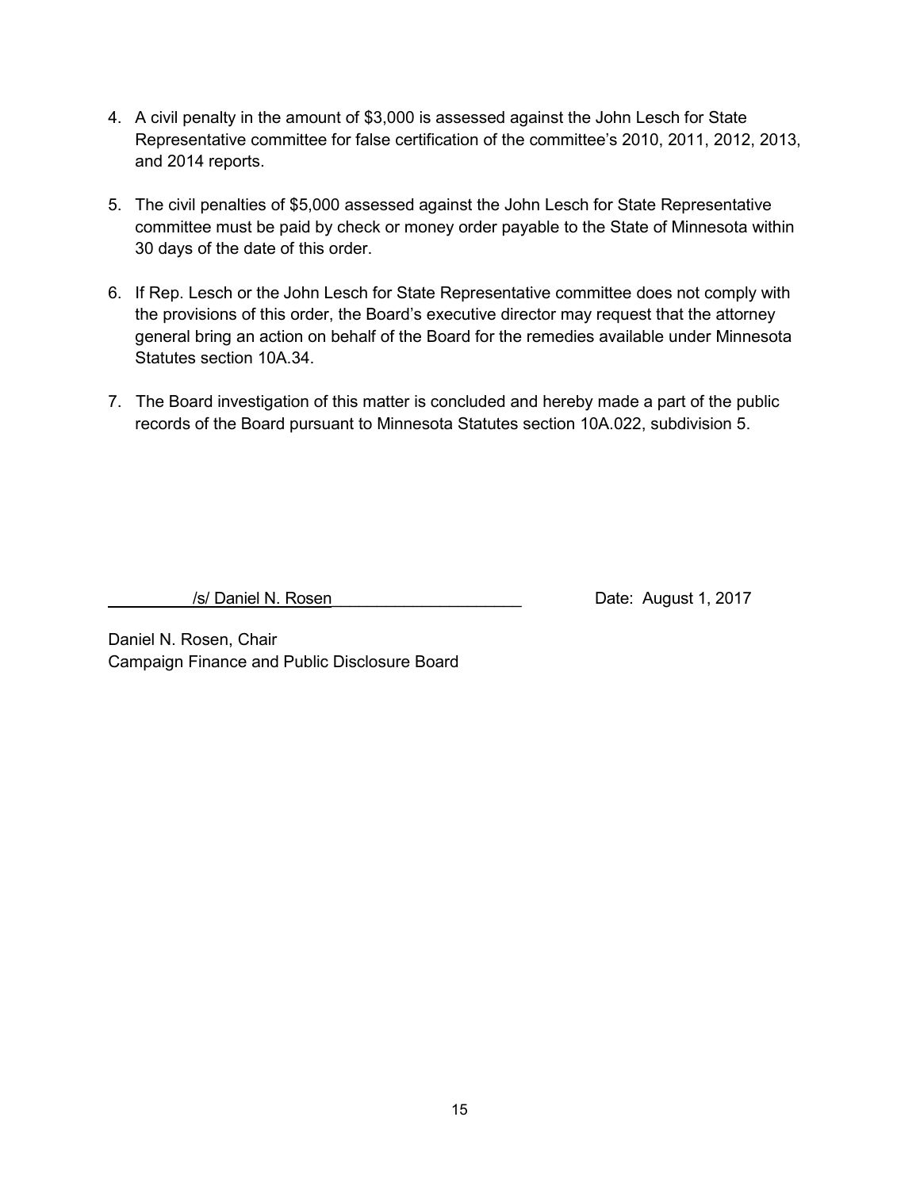4. A civil penalty in the amount of $3,000 is assessed against the John Lesch for State Representative committee for false certification of the committee's 2010, 2011, 2012, 2013, and 2014 reports.

5. The civil penalties of $5,000 assessed against the John Lesch for State Representative committee must be paid by check or money order payable to the State of Minnesota within 30 days of the date of this order.

6. If Rep. Lesch or the John Lesch for State Representative committee does not comply with the provisions of this order, the Board's executive director may request that the attorney general bring an action on behalf of the Board for the remedies available under Minnesota Statutes section 10A.34.

7. The Board investigation of this matter is concluded and hereby made a part of the public records of the Board pursuant to Minnesota Statutes section 10A.022, subdivision 5.

/s/ Daniel N. Rosen                                        Date: August 1, 2017

Daniel N. Rosen, Chair
Campaign Finance and Public Disclosure Board